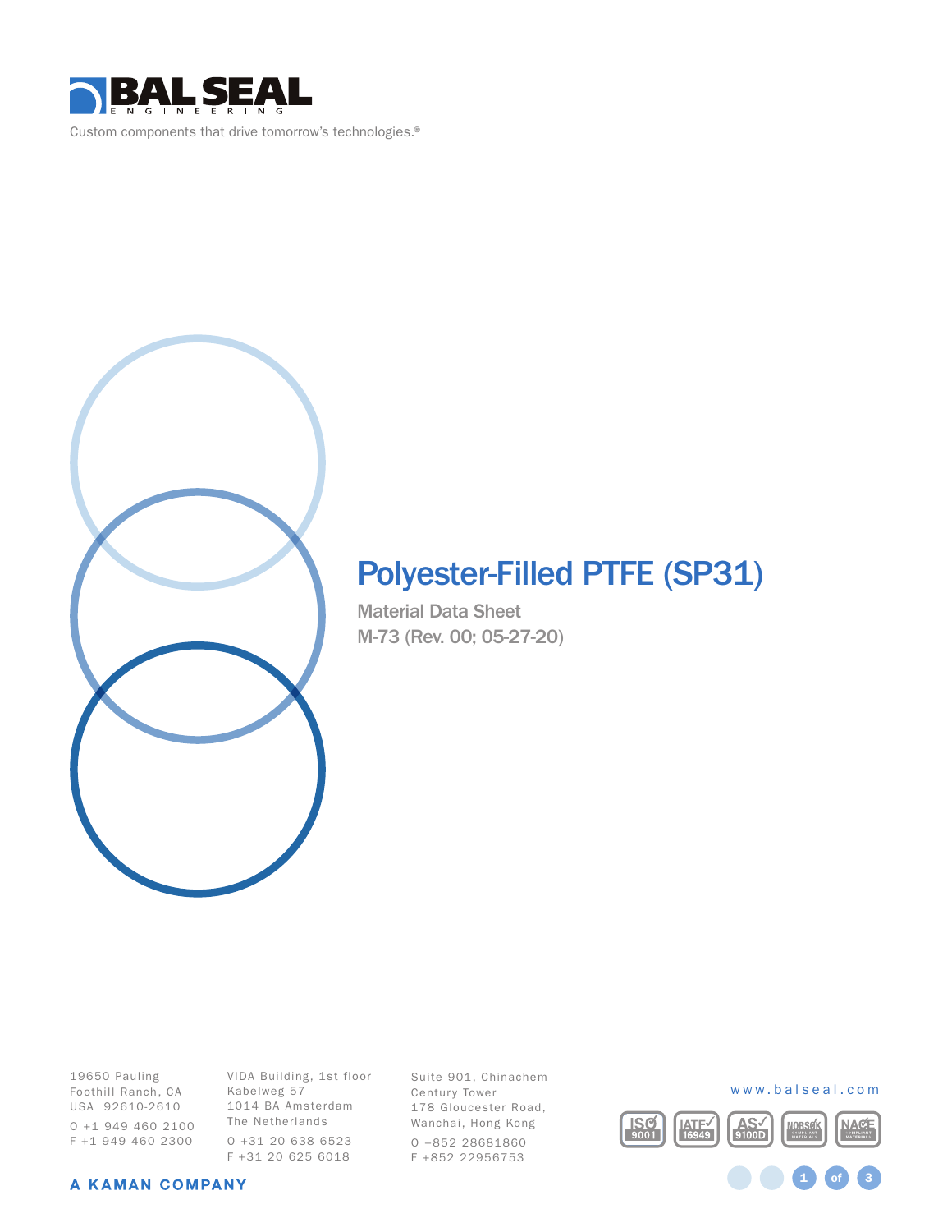BAL SEAL ENGINEERING

Custom components that drive tomorrow's technologies.®

# Polyester-Filled PTFE (SP31)

Material Data Sheet

M-73 (Rev. 00; 05-27-20)

19650 Pauling
Foothill Ranch, CA
USA 92610-2610
O +1 949 460 2100
F +1 949 460 2300

VIDA Building, 1st floor
Kabelweg 57
1014 BA Amsterdam
The Netherlands
O +31 20 638 6523
F +31 20 625 6018

Suite 901, Chinachem
Century Tower
178 Gloucester Road,
Wanchai, Hong Kong
O +852 28681860
F +852 22956753

www.balseal.com

ISO 9001 | IATF 16949 | AS 9100D | NORSOK COMPLIANT MATERIALS | NACE COMPLIANT MATERIALS

A KAMAN COMPANY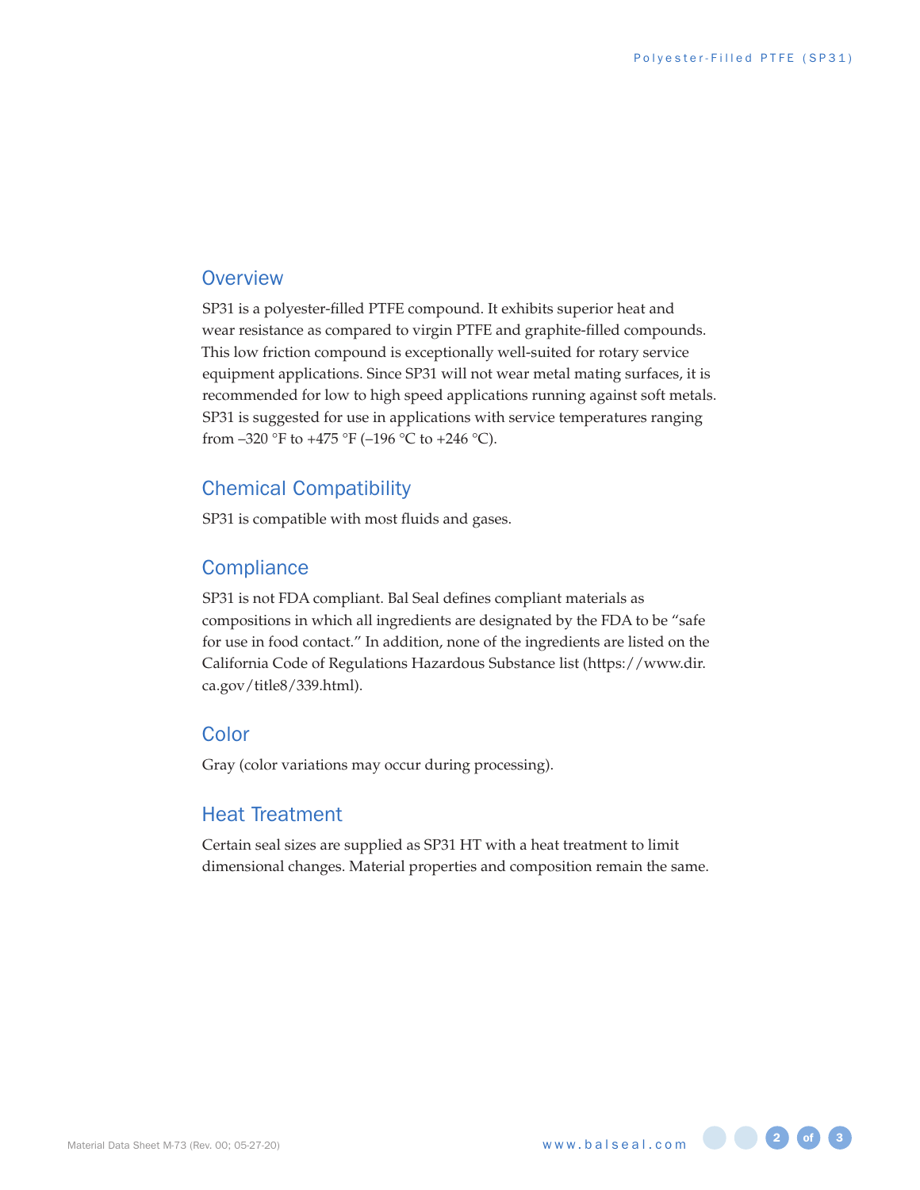## Overview

SP31 is a polyester-filled PTFE compound. It exhibits superior heat and wear resistance as compared to virgin PTFE and graphite-filled compounds. This low friction compound is exceptionally well-suited for rotary service equipment applications. Since SP31 will not wear metal mating surfaces, it is recommended for low to high speed applications running against soft metals. SP31 is suggested for use in applications with service temperatures ranging from –320 °F to +475 °F (–196 °C to +246 °C).

## Chemical Compatibility

SP31 is compatible with most fluids and gases.

## Compliance

SP31 is not FDA compliant. Bal Seal defines compliant materials as compositions in which all ingredients are designated by the FDA to be "safe for use in food contact." In addition, none of the ingredients are listed on the California Code of Regulations Hazardous Substance list (https://www.dir.ca.gov/title8/339.html).

## Color

Gray (color variations may occur during processing).

## Heat Treatment

Certain seal sizes are supplied as SP31 HT with a heat treatment to limit dimensional changes. Material properties and composition remain the same.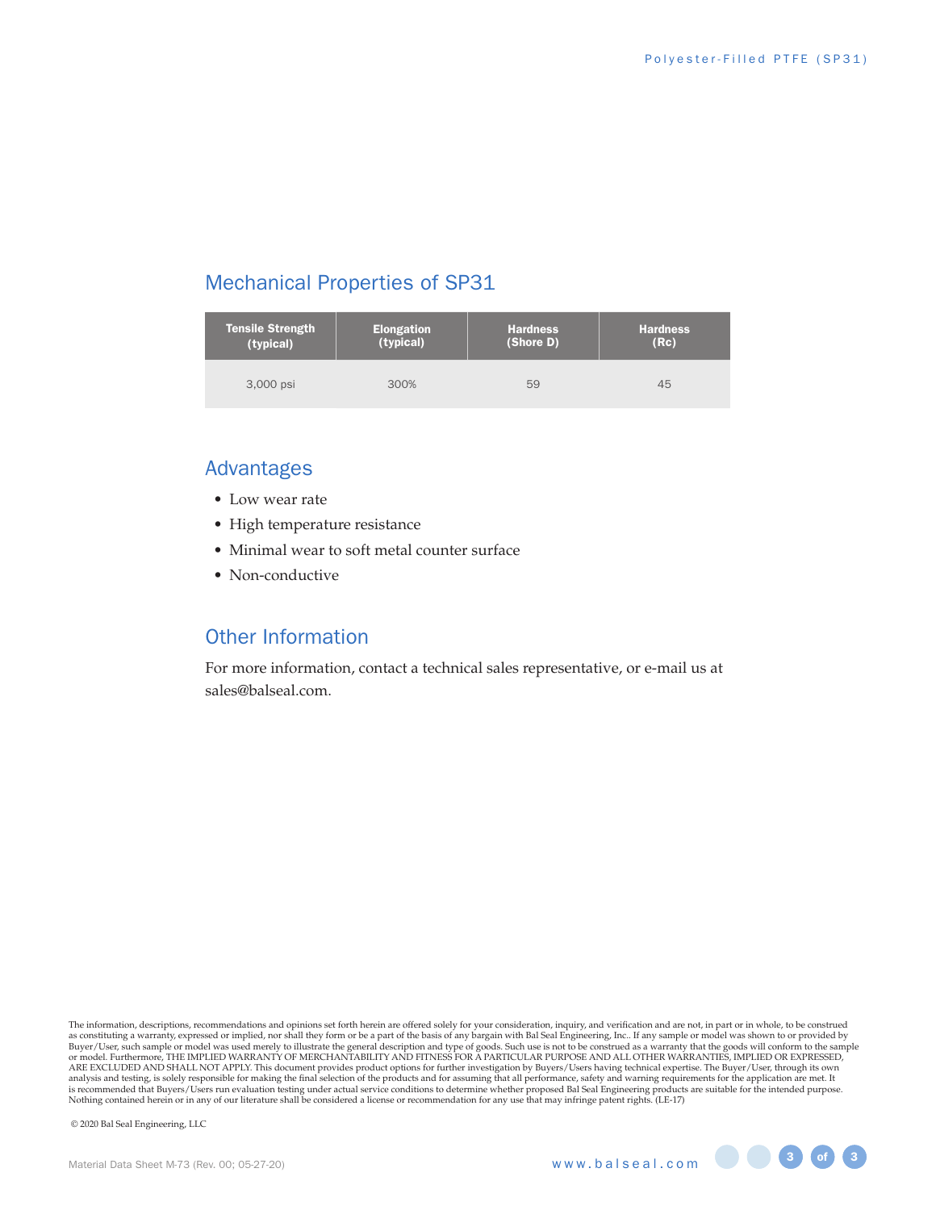## Mechanical Properties of SP31

| Tensile Strength (typical) | Elongation (typical) | Hardness (Shore D) | Hardness (Rc) |
|---|---|---|---|
| 3,000 psi | 300% | 59 | 45 |

## Advantages

- Low wear rate
- High temperature resistance
- Minimal wear to soft metal counter surface
- Non-conductive

## Other Information

For more information, contact a technical sales representative, or e-mail us at sales@balseal.com.

The information, descriptions, recommendations and opinions set forth herein are offered solely for your consideration, inquiry, and verification and are not, in part or in whole, to be construed as constituting a warranty, expressed or implied, nor shall they form or be a part of the basis of any bargain with Bal Seal Engineering, Inc.. If any sample or model was shown to or provided by Buyer/User, such sample or model was used merely to illustrate the general description and type of goods. Such use is not to be construed as a warranty that the goods will conform to the sample or model. Furthermore, THE IMPLIED WARRANTY OF MERCHANTABILITY AND FITNESS FOR A PARTICULAR PURPOSE AND ALL OTHER WARRANTIES, IMPLIED OR EXPRESSED, ARE EXCLUDED AND SHALL NOT APPLY. This document provides product options for further investigation by Buyers/Users having technical expertise. The Buyer/User, through its own analysis and testing, is solely responsible for making the final selection of the products and for assuming that all performance, safety and warning requirements for the application are met. It is recommended that Buyers/Users run evaluation testing under actual service conditions to determine whether proposed Bal Seal Engineering products are suitable for the intended purpose. Nothing contained herein or in any of our literature shall be considered a license or recommendation for any use that may infringe patent rights. (LE-17)

© 2020 Bal Seal Engineering, LLC

Material Data Sheet M-73 (Rev. 00; 05-27-20)

www.balseal.com